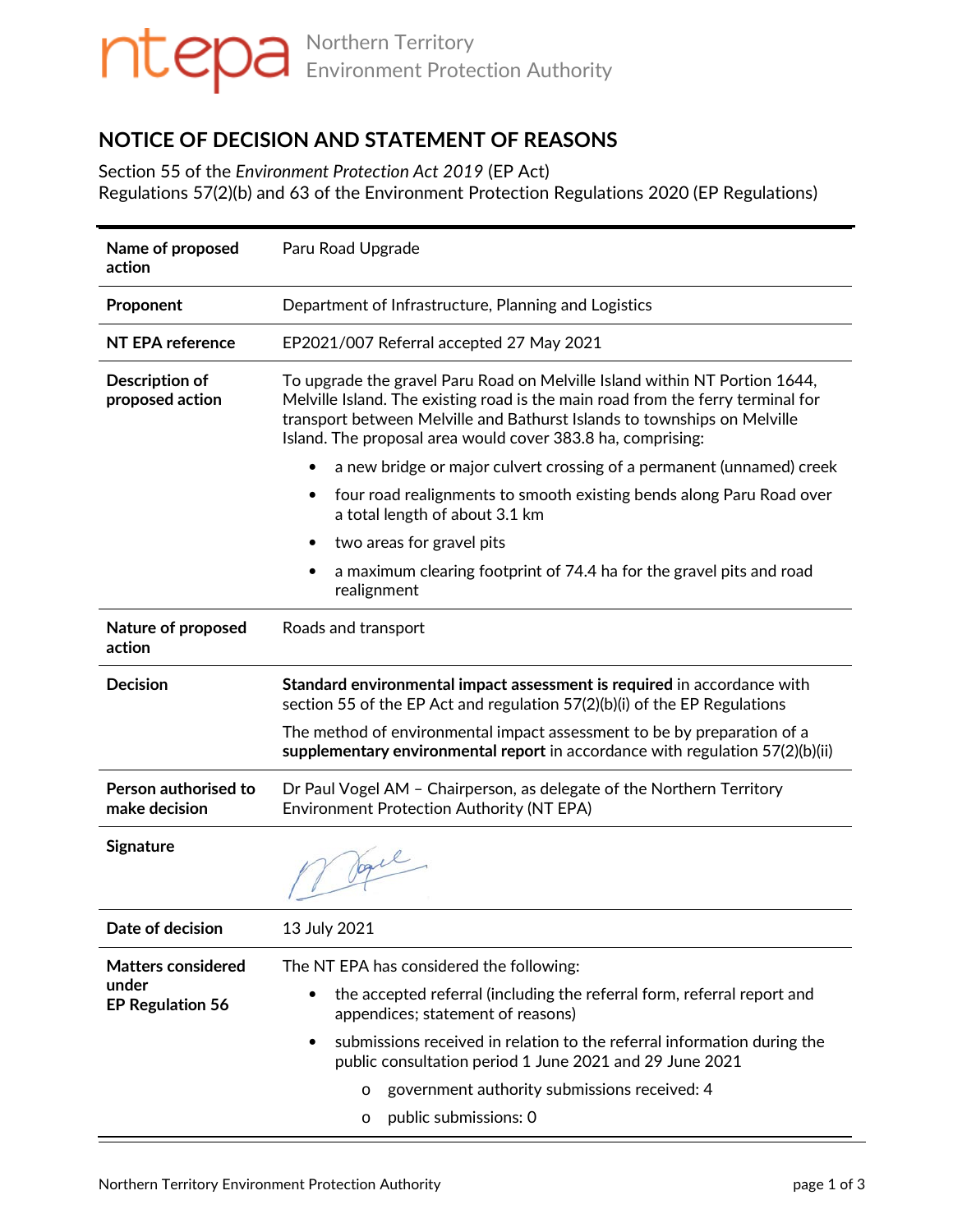ntepa Northern Territory Environment Protection Authority

# NOTICE OF DECISION AND STATEMENT OF REASONS

Section 55 of the *Environment Protection Act 2019* (EP Act)
Regulations 57(2)(b) and 63 of the Environment Protection Regulations 2020 (EP Regulations)

| | |
|---|---|
| **Name of proposed action** | Paru Road Upgrade |
| **Proponent** | Department of Infrastructure, Planning and Logistics |
| **NT EPA reference** | EP2021/007 Referral accepted 27 May 2021 |
| **Description of proposed action** | To upgrade the gravel Paru Road on Melville Island within NT Portion 1644, Melville Island. The existing road is the main road from the ferry terminal for transport between Melville and Bathurst Islands to townships on Melville Island. The proposal area would cover 383.8 ha, comprising:<br>• a new bridge or major culvert crossing of a permanent (unnamed) creek<br>• four road realignments to smooth existing bends along Paru Road over a total length of about 3.1 km<br>• two areas for gravel pits<br>• a maximum clearing footprint of 74.4 ha for the gravel pits and road realignment |
| **Nature of proposed action** | Roads and transport |
| **Decision** | **Standard environmental impact assessment is required** in accordance with section 55 of the EP Act and regulation 57(2)(b)(i) of the EP Regulations<br>The method of environmental impact assessment to be by preparation of a **supplementary environmental report** in accordance with regulation 57(2)(b)(ii) |
| **Person authorised to make decision** | Dr Paul Vogel AM – Chairperson, as delegate of the Northern Territory Environment Protection Authority (NT EPA) |
| **Signature** | [signature] |
| **Date of decision** | 13 July 2021 |
| **Matters considered under EP Regulation 56** | The NT EPA has considered the following:<br>• the accepted referral (including the referral form, referral report and appendices; statement of reasons)<br>• submissions received in relation to the referral information during the public consultation period 1 June 2021 and 29 June 2021<br>  o government authority submissions received: 4<br>  o public submissions: 0 |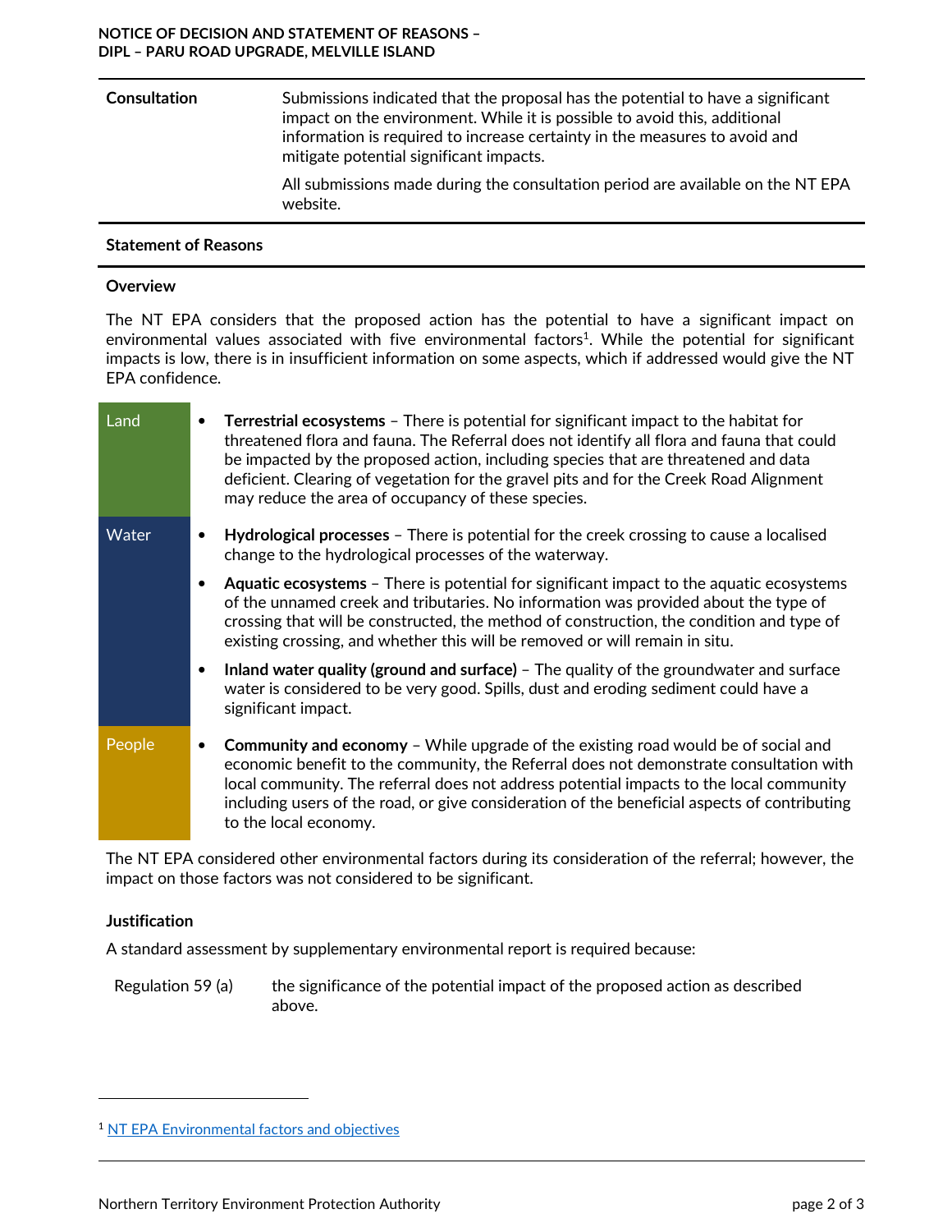| **Consultation** | Submissions indicated that the proposal has the potential to have a significant impact on the environment. While it is possible to avoid this, additional information is required to increase certainty in the measures to avoid and mitigate potential significant impacts.<br><br>All submissions made during the consultation period are available on the NT EPA website. |
|---|---|

## Statement of Reasons

### Overview

The NT EPA considers that the proposed action has the potential to have a significant impact on environmental values associated with five environmental factors[1]. While the potential for significant impacts is low, there is in insufficient information on some aspects, which if addressed would give the NT EPA confidence.

| | |
|---|---|
| Land | • **Terrestrial ecosystems** – There is potential for significant impact to the habitat for threatened flora and fauna. The Referral does not identify all flora and fauna that could be impacted by the proposed action, including species that are threatened and data deficient. Clearing of vegetation for the gravel pits and for the Creek Road Alignment may reduce the area of occupancy of these species. |
| Water | • **Hydrological processes** – There is potential for the creek crossing to cause a localised change to the hydrological processes of the waterway.<br>• **Aquatic ecosystems** – There is potential for significant impact to the aquatic ecosystems of the unnamed creek and tributaries. No information was provided about the type of crossing that will be constructed, the method of construction, the condition and type of existing crossing, and whether this will be removed or will remain in situ.<br>• **Inland water quality (ground and surface)** – The quality of the groundwater and surface water is considered to be very good. Spills, dust and eroding sediment could have a significant impact. |
| People | • **Community and economy** – While upgrade of the existing road would be of social and economic benefit to the community, the Referral does not demonstrate consultation with local community. The referral does not address potential impacts to the local community including users of the road, or give consideration of the beneficial aspects of contributing to the local economy. |

The NT EPA considered other environmental factors during its consideration of the referral; however, the impact on those factors was not considered to be significant.

### Justification

A standard assessment by supplementary environmental report is required because:

| | |
|---|---|
| Regulation 59 (a) | the significance of the potential impact of the proposed action as described above. |

[1] NT EPA Environmental factors and objectives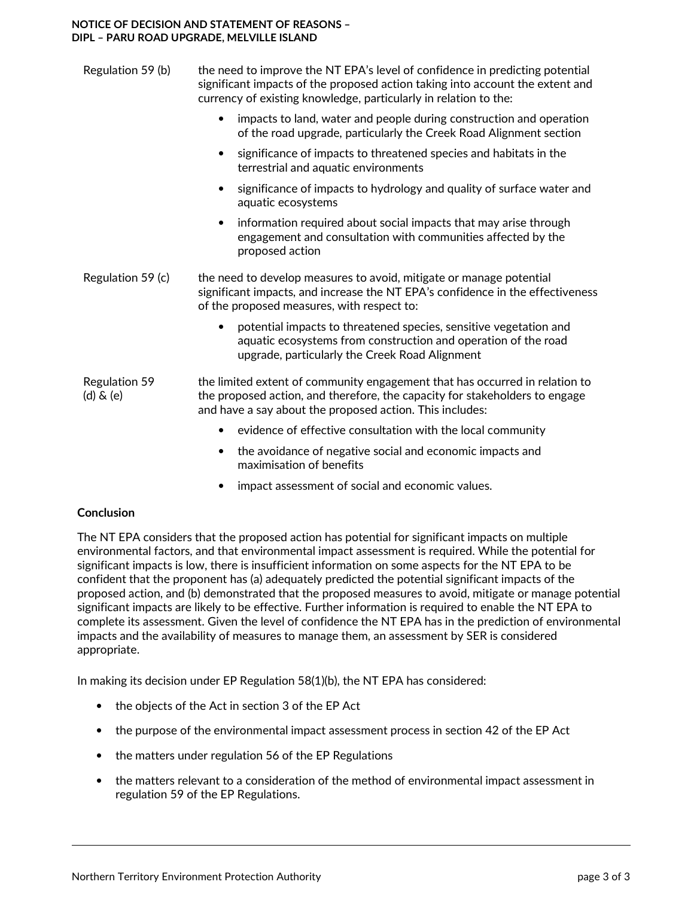| | |
|---|---|
| Regulation 59 (b) | the need to improve the NT EPA's level of confidence in predicting potential significant impacts of the proposed action taking into account the extent and currency of existing knowledge, particularly in relation to the:<br>• impacts to land, water and people during construction and operation of the road upgrade, particularly the Creek Road Alignment section<br>• significance of impacts to threatened species and habitats in the terrestrial and aquatic environments<br>• significance of impacts to hydrology and quality of surface water and aquatic ecosystems<br>• information required about social impacts that may arise through engagement and consultation with communities affected by the proposed action |
| Regulation 59 (c) | the need to develop measures to avoid, mitigate or manage potential significant impacts, and increase the NT EPA's confidence in the effectiveness of the proposed measures, with respect to:<br>• potential impacts to threatened species, sensitive vegetation and aquatic ecosystems from construction and operation of the road upgrade, particularly the Creek Road Alignment |
| Regulation 59 (d) & (e) | the limited extent of community engagement that has occurred in relation to the proposed action, and therefore, the capacity for stakeholders to engage and have a say about the proposed action. This includes:<br>• evidence of effective consultation with the local community<br>• the avoidance of negative social and economic impacts and maximisation of benefits<br>• impact assessment of social and economic values. |

**Conclusion**

The NT EPA considers that the proposed action has potential for significant impacts on multiple environmental factors, and that environmental impact assessment is required. While the potential for significant impacts is low, there is insufficient information on some aspects for the NT EPA to be confident that the proponent has (a) adequately predicted the potential significant impacts of the proposed action, and (b) demonstrated that the proposed measures to avoid, mitigate or manage potential significant impacts are likely to be effective. Further information is required to enable the NT EPA to complete its assessment. Given the level of confidence the NT EPA has in the prediction of environmental impacts and the availability of measures to manage them, an assessment by SER is considered appropriate.

In making its decision under EP Regulation 58(1)(b), the NT EPA has considered:

- the objects of the Act in section 3 of the EP Act
- the purpose of the environmental impact assessment process in section 42 of the EP Act
- the matters under regulation 56 of the EP Regulations
- the matters relevant to a consideration of the method of environmental impact assessment in regulation 59 of the EP Regulations.